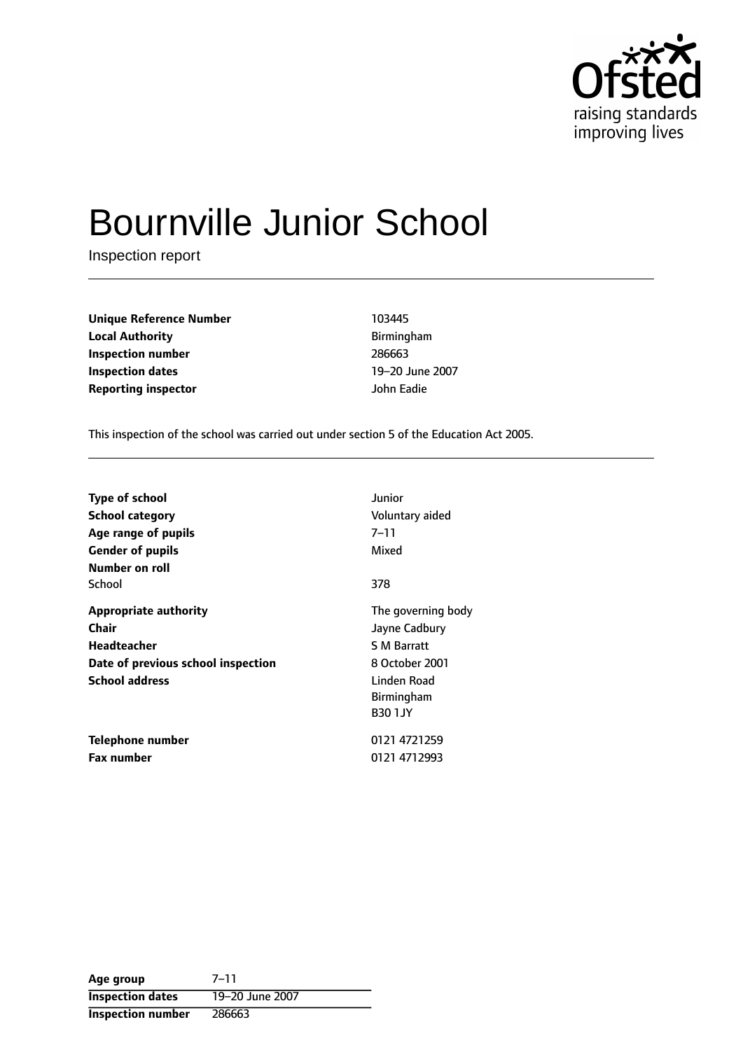Ofsted
raising standards
improving lives

# Bournville Junior School

Inspection report

| | |
|---|---|
| **Unique Reference Number** | 103445 |
| **Local Authority** | Birmingham |
| **Inspection number** | 286663 |
| **Inspection dates** | 19–20 June 2007 |
| **Reporting inspector** | John Eadie |

This inspection of the school was carried out under section 5 of the Education Act 2005.

| | |
|---|---|
| **Type of school** | Junior |
| **School category** | Voluntary aided |
| **Age range of pupils** | 7–11 |
| **Gender of pupils** | Mixed |
| **Number on roll** | |
| School | 378 |
| **Appropriate authority** | The governing body |
| **Chair** | Jayne Cadbury |
| **Headteacher** | S M Barratt |
| **Date of previous school inspection** | 8 October 2001 |
| **School address** | Linden Road<br>Birmingham<br>B30 1JY |
| **Telephone number** | 0121 4721259 |
| **Fax number** | 0121 4712993 |

| | |
|---|---|
| **Age group** | 7–11 |
| **Inspection dates** | 19–20 June 2007 |
| **Inspection number** | 286663 |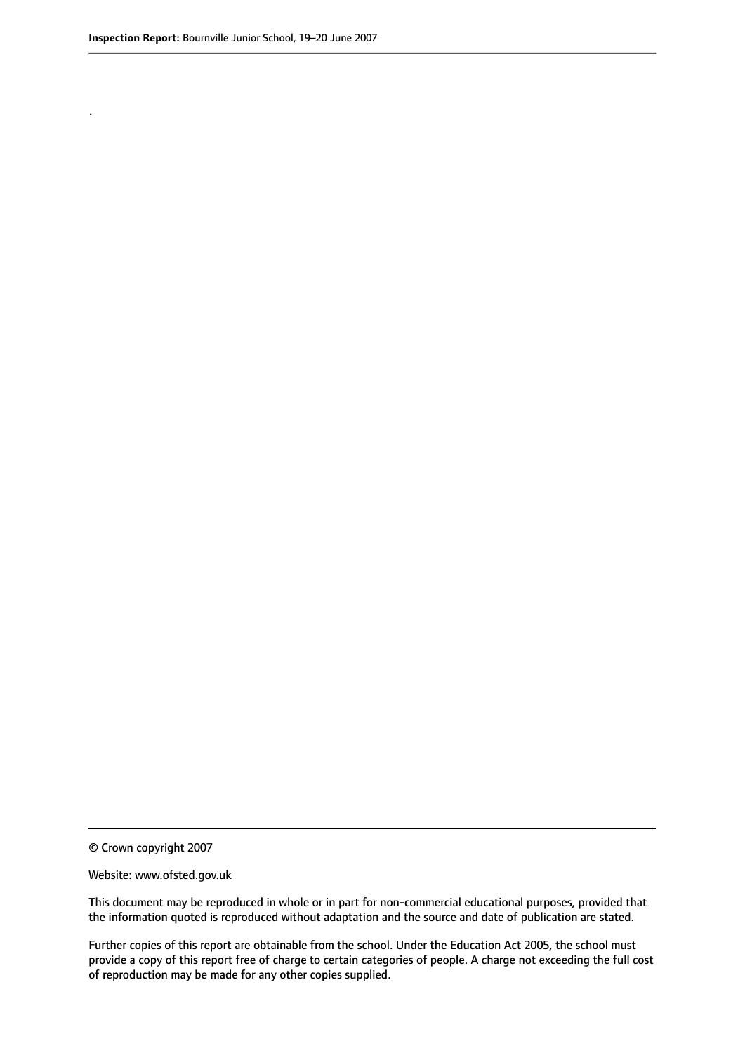.

© Crown copyright 2007

Website: www.ofsted.gov.uk

This document may be reproduced in whole or in part for non-commercial educational purposes, provided that the information quoted is reproduced without adaptation and the source and date of publication are stated.

Further copies of this report are obtainable from the school. Under the Education Act 2005, the school must provide a copy of this report free of charge to certain categories of people. A charge not exceeding the full cost of reproduction may be made for any other copies supplied.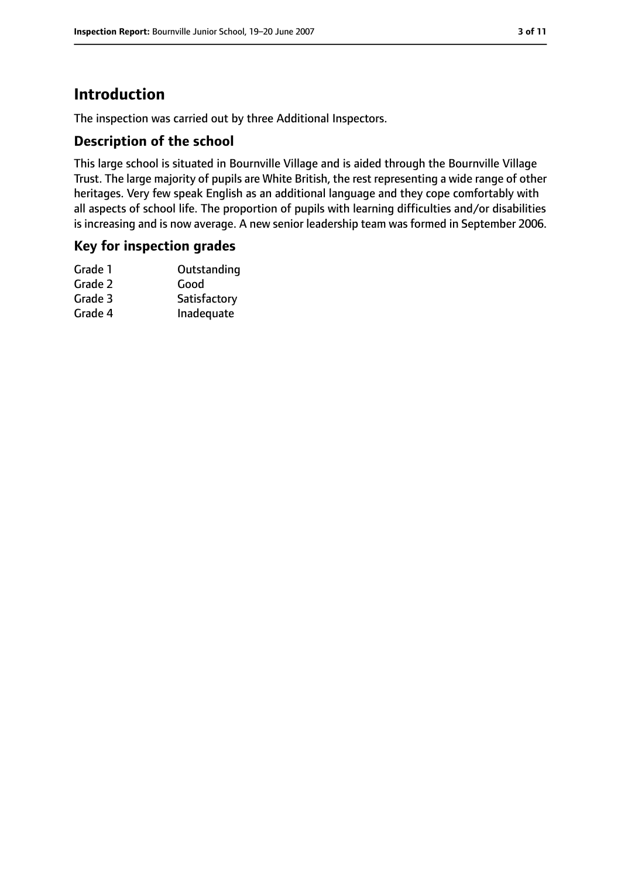# Introduction

The inspection was carried out by three Additional Inspectors.

## Description of the school

This large school is situated in Bournville Village and is aided through the Bournville Village Trust. The large majority of pupils are White British, the rest representing a wide range of other heritages. Very few speak English as an additional language and they cope comfortably with all aspects of school life. The proportion of pupils with learning difficulties and/or disabilities is increasing and is now average. A new senior leadership team was formed in September 2006.

## Key for inspection grades

| | |
|---|---|
| Grade 1 | Outstanding |
| Grade 2 | Good |
| Grade 3 | Satisfactory |
| Grade 4 | Inadequate |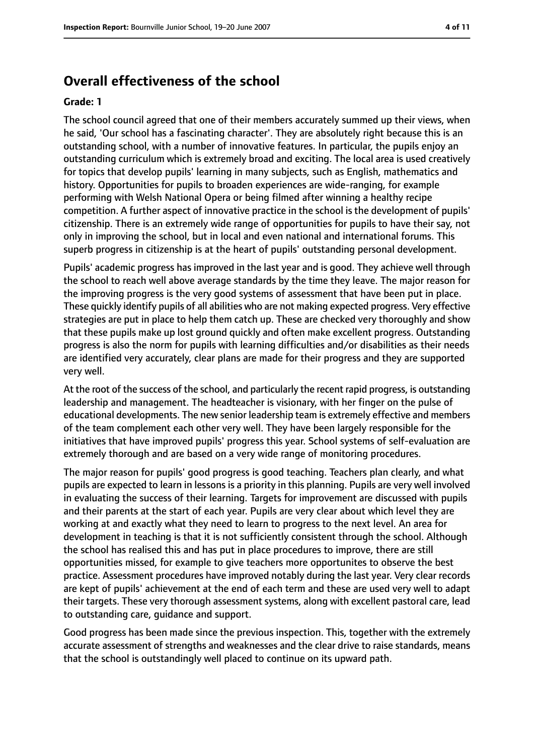## Overall effectiveness of the school

**Grade: 1**

The school council agreed that one of their members accurately summed up their views, when he said, 'Our school has a fascinating character'. They are absolutely right because this is an outstanding school, with a number of innovative features. In particular, the pupils enjoy an outstanding curriculum which is extremely broad and exciting. The local area is used creatively for topics that develop pupils' learning in many subjects, such as English, mathematics and history. Opportunities for pupils to broaden experiences are wide-ranging, for example performing with Welsh National Opera or being filmed after winning a healthy recipe competition. A further aspect of innovative practice in the school is the development of pupils' citizenship. There is an extremely wide range of opportunities for pupils to have their say, not only in improving the school, but in local and even national and international forums. This superb progress in citizenship is at the heart of pupils' outstanding personal development.

Pupils' academic progress has improved in the last year and is good. They achieve well through the school to reach well above average standards by the time they leave. The major reason for the improving progress is the very good systems of assessment that have been put in place. These quickly identify pupils of all abilities who are not making expected progress. Very effective strategies are put in place to help them catch up. These are checked very thoroughly and show that these pupils make up lost ground quickly and often make excellent progress. Outstanding progress is also the norm for pupils with learning difficulties and/or disabilities as their needs are identified very accurately, clear plans are made for their progress and they are supported very well.

At the root of the success of the school, and particularly the recent rapid progress, is outstanding leadership and management. The headteacher is visionary, with her finger on the pulse of educational developments. The new senior leadership team is extremely effective and members of the team complement each other very well. They have been largely responsible for the initiatives that have improved pupils' progress this year. School systems of self-evaluation are extremely thorough and are based on a very wide range of monitoring procedures.

The major reason for pupils' good progress is good teaching. Teachers plan clearly, and what pupils are expected to learn in lessons is a priority in this planning. Pupils are very well involved in evaluating the success of their learning. Targets for improvement are discussed with pupils and their parents at the start of each year. Pupils are very clear about which level they are working at and exactly what they need to learn to progress to the next level. An area for development in teaching is that it is not sufficiently consistent through the school. Although the school has realised this and has put in place procedures to improve, there are still opportunities missed, for example to give teachers more opportunites to observe the best practice. Assessment procedures have improved notably during the last year. Very clear records are kept of pupils' achievement at the end of each term and these are used very well to adapt their targets. These very thorough assessment systems, along with excellent pastoral care, lead to outstanding care, guidance and support.

Good progress has been made since the previous inspection. This, together with the extremely accurate assessment of strengths and weaknesses and the clear drive to raise standards, means that the school is outstandingly well placed to continue on its upward path.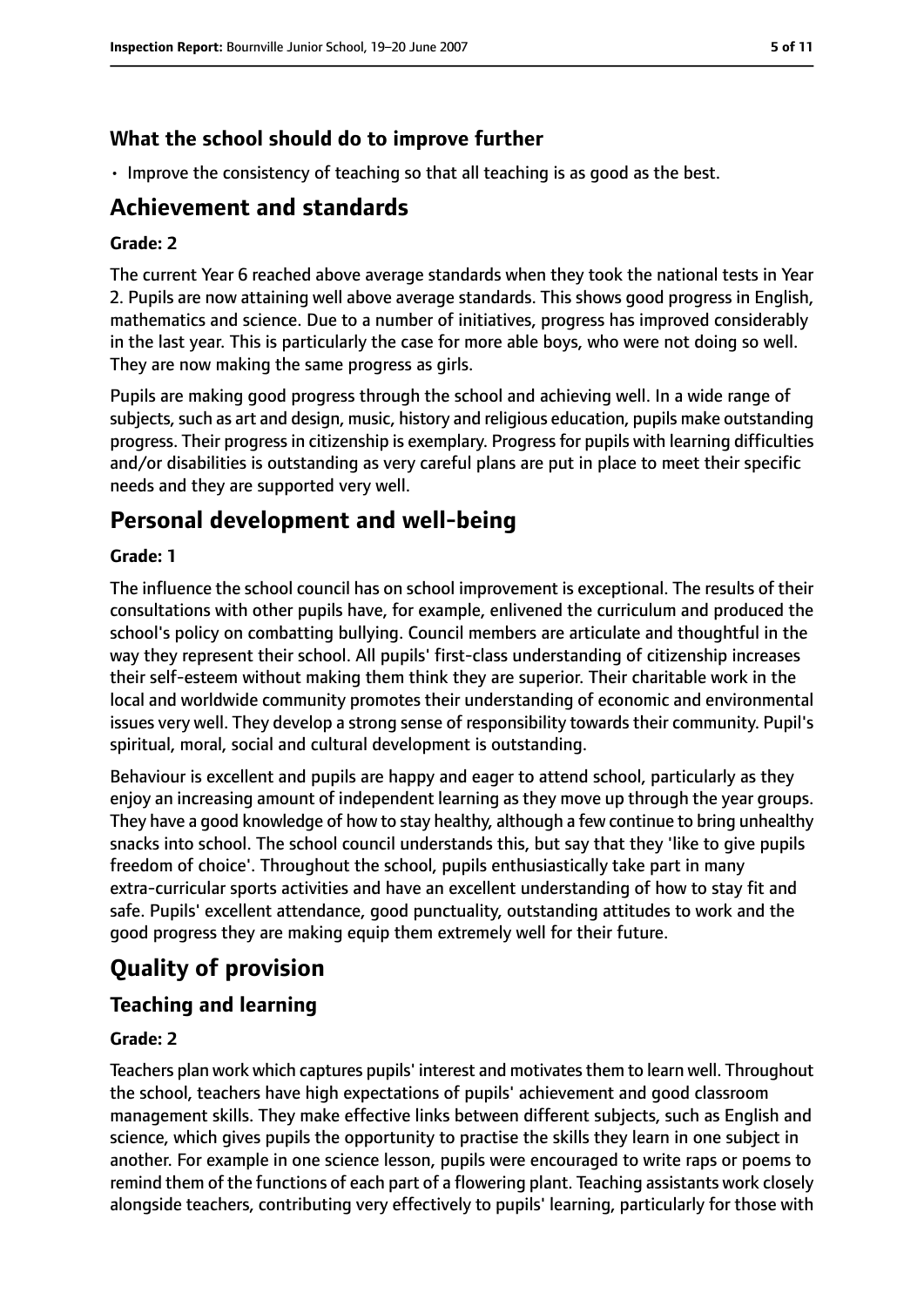### What the school should do to improve further

- Improve the consistency of teaching so that all teaching is as good as the best.

## Achievement and standards

#### Grade: 2

The current Year 6 reached above average standards when they took the national tests in Year 2. Pupils are now attaining well above average standards. This shows good progress in English, mathematics and science. Due to a number of initiatives, progress has improved considerably in the last year. This is particularly the case for more able boys, who were not doing so well. They are now making the same progress as girls.

Pupils are making good progress through the school and achieving well. In a wide range of subjects, such as art and design, music, history and religious education, pupils make outstanding progress. Their progress in citizenship is exemplary. Progress for pupils with learning difficulties and/or disabilities is outstanding as very careful plans are put in place to meet their specific needs and they are supported very well.

## Personal development and well-being

#### Grade: 1

The influence the school council has on school improvement is exceptional. The results of their consultations with other pupils have, for example, enlivened the curriculum and produced the school's policy on combatting bullying. Council members are articulate and thoughtful in the way they represent their school. All pupils' first-class understanding of citizenship increases their self-esteem without making them think they are superior. Their charitable work in the local and worldwide community promotes their understanding of economic and environmental issues very well. They develop a strong sense of responsibility towards their community. Pupil's spiritual, moral, social and cultural development is outstanding.

Behaviour is excellent and pupils are happy and eager to attend school, particularly as they enjoy an increasing amount of independent learning as they move up through the year groups. They have a good knowledge of how to stay healthy, although a few continue to bring unhealthy snacks into school. The school council understands this, but say that they 'like to give pupils freedom of choice'. Throughout the school, pupils enthusiastically take part in many extra-curricular sports activities and have an excellent understanding of how to stay fit and safe. Pupils' excellent attendance, good punctuality, outstanding attitudes to work and the good progress they are making equip them extremely well for their future.

# Quality of provision

## Teaching and learning

#### Grade: 2

Teachers plan work which captures pupils' interest and motivates them to learn well. Throughout the school, teachers have high expectations of pupils' achievement and good classroom management skills. They make effective links between different subjects, such as English and science, which gives pupils the opportunity to practise the skills they learn in one subject in another. For example in one science lesson, pupils were encouraged to write raps or poems to remind them of the functions of each part of a flowering plant. Teaching assistants work closely alongside teachers, contributing very effectively to pupils' learning, particularly for those with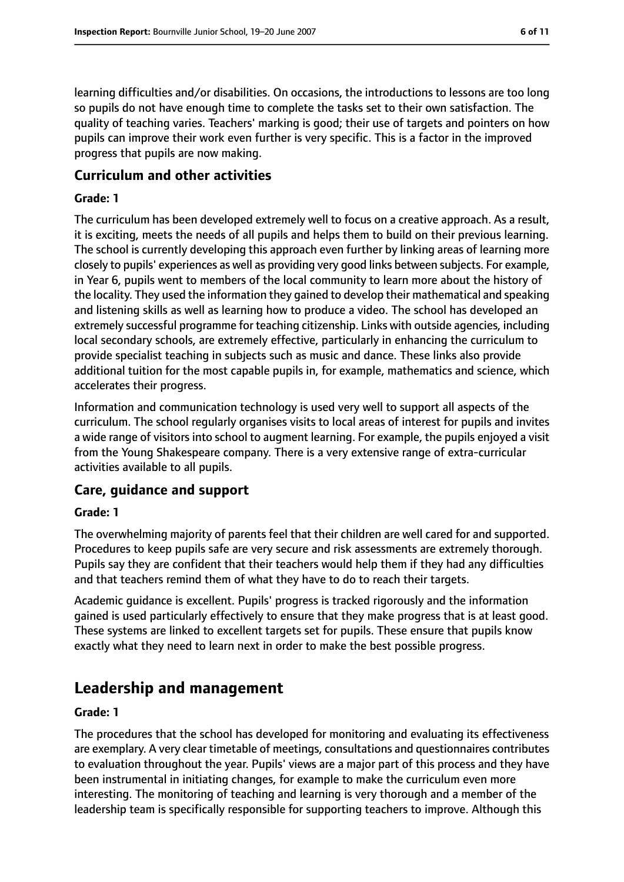learning difficulties and/or disabilities. On occasions, the introductions to lessons are too long so pupils do not have enough time to complete the tasks set to their own satisfaction. The quality of teaching varies. Teachers' marking is good; their use of targets and pointers on how pupils can improve their work even further is very specific. This is a factor in the improved progress that pupils are now making.

### Curriculum and other activities

#### Grade: 1

The curriculum has been developed extremely well to focus on a creative approach. As a result, it is exciting, meets the needs of all pupils and helps them to build on their previous learning. The school is currently developing this approach even further by linking areas of learning more closely to pupils' experiences as well as providing very good links between subjects. For example, in Year 6, pupils went to members of the local community to learn more about the history of the locality. They used the information they gained to develop their mathematical and speaking and listening skills as well as learning how to produce a video. The school has developed an extremely successful programme for teaching citizenship. Links with outside agencies, including local secondary schools, are extremely effective, particularly in enhancing the curriculum to provide specialist teaching in subjects such as music and dance. These links also provide additional tuition for the most capable pupils in, for example, mathematics and science, which accelerates their progress.

Information and communication technology is used very well to support all aspects of the curriculum. The school regularly organises visits to local areas of interest for pupils and invites a wide range of visitors into school to augment learning. For example, the pupils enjoyed a visit from the Young Shakespeare company. There is a very extensive range of extra-curricular activities available to all pupils.

### Care, guidance and support

#### Grade: 1

The overwhelming majority of parents feel that their children are well cared for and supported. Procedures to keep pupils safe are very secure and risk assessments are extremely thorough. Pupils say they are confident that their teachers would help them if they had any difficulties and that teachers remind them of what they have to do to reach their targets.

Academic guidance is excellent. Pupils' progress is tracked rigorously and the information gained is used particularly effectively to ensure that they make progress that is at least good. These systems are linked to excellent targets set for pupils. These ensure that pupils know exactly what they need to learn next in order to make the best possible progress.

## Leadership and management

#### Grade: 1

The procedures that the school has developed for monitoring and evaluating its effectiveness are exemplary. A very clear timetable of meetings, consultations and questionnaires contributes to evaluation throughout the year. Pupils' views are a major part of this process and they have been instrumental in initiating changes, for example to make the curriculum even more interesting. The monitoring of teaching and learning is very thorough and a member of the leadership team is specifically responsible for supporting teachers to improve. Although this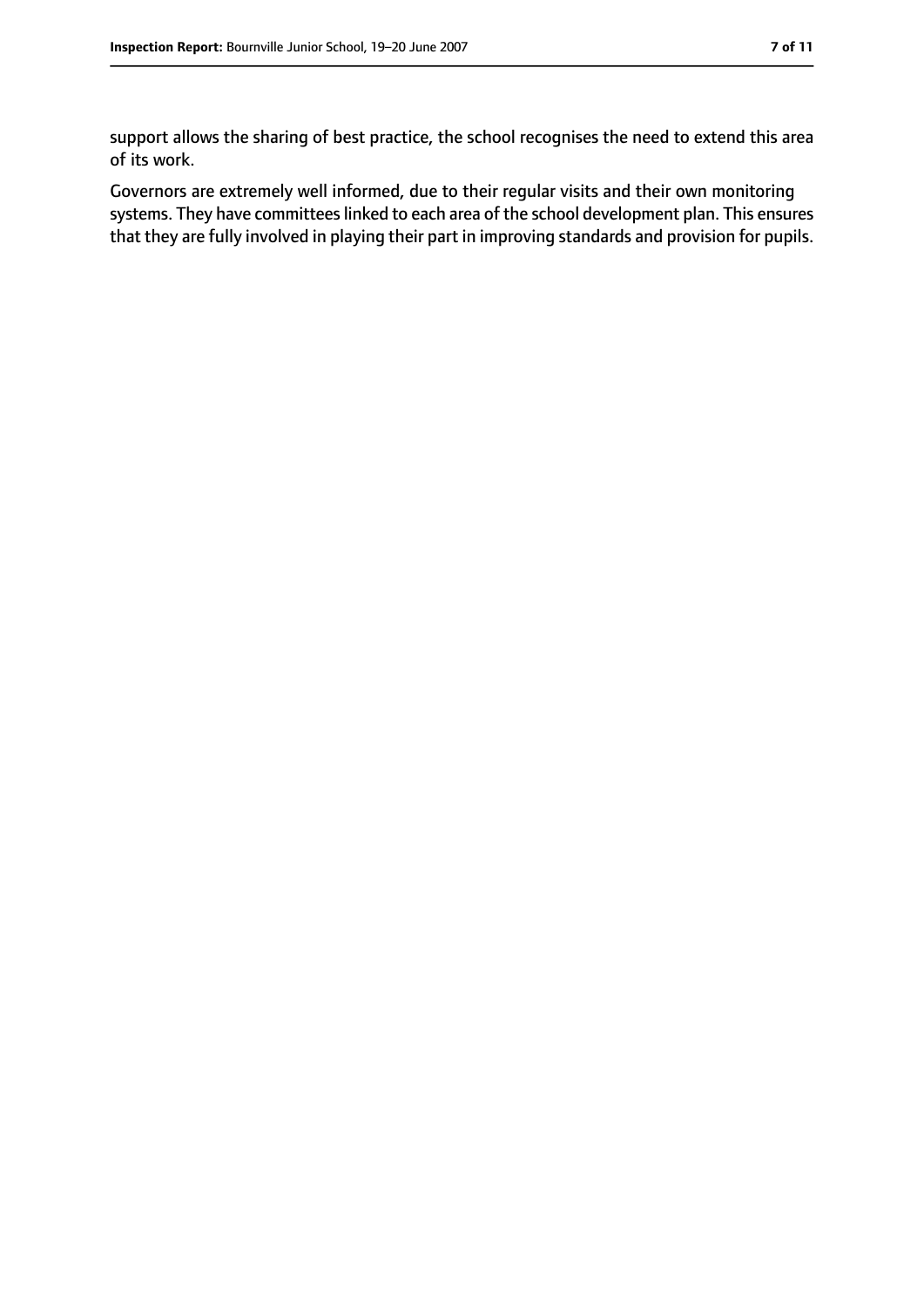support allows the sharing of best practice, the school recognises the need to extend this area of its work.

Governors are extremely well informed, due to their regular visits and their own monitoring systems. They have committees linked to each area of the school development plan. This ensures that they are fully involved in playing their part in improving standards and provision for pupils.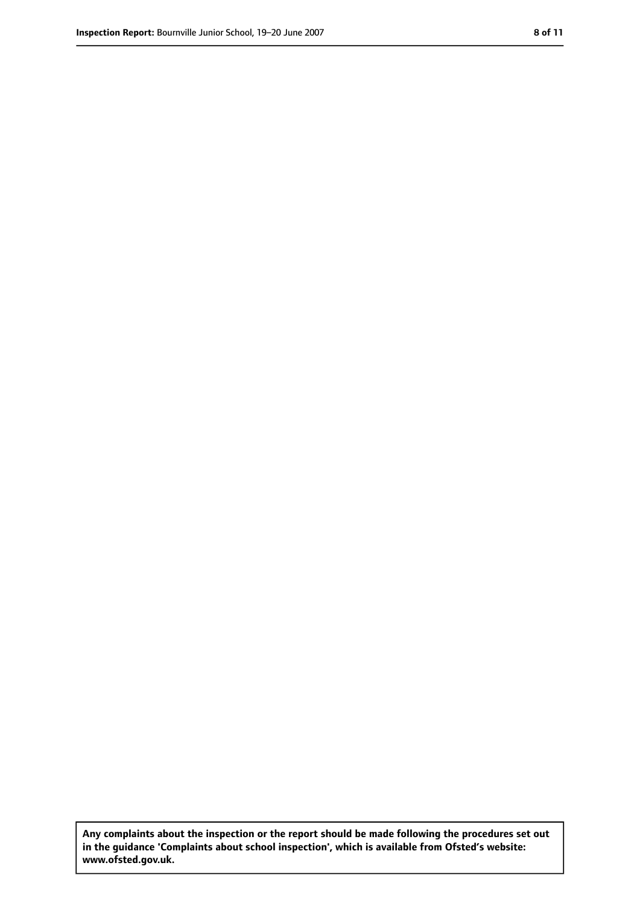**Any complaints about the inspection or the report should be made following the procedures set out in the guidance 'Complaints about school inspection', which is available from Ofsted's website: www.ofsted.gov.uk.**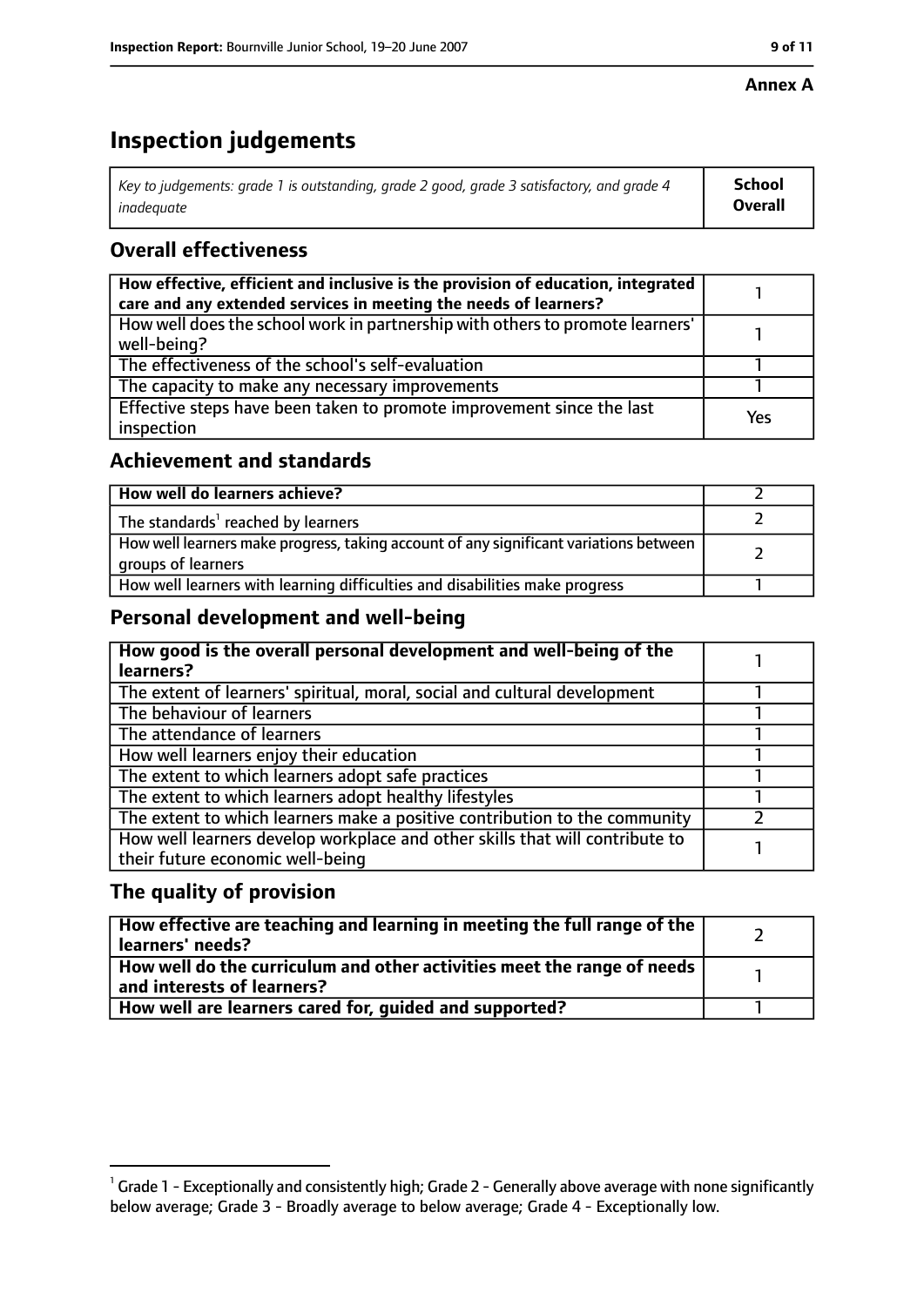**Annex A**

# Inspection judgements

| Key to judgements: grade 1 is outstanding, grade 2 good, grade 3 satisfactory, and grade 4 inadequate | School Overall |
|---|---|

## Overall effectiveness

| | |
|---|---|
| **How effective, efficient and inclusive is the provision of education, integrated care and any extended services in meeting the needs of learners?** | 1 |
| How well does the school work in partnership with others to promote learners' well-being? | 1 |
| The effectiveness of the school's self-evaluation | 1 |
| The capacity to make any necessary improvements | 1 |
| Effective steps have been taken to promote improvement since the last inspection | Yes |

## Achievement and standards

| | |
|---|---|
| **How well do learners achieve?** | 2 |
| The standards[1] reached by learners | 2 |
| How well learners make progress, taking account of any significant variations between groups of learners | 2 |
| How well learners with learning difficulties and disabilities make progress | 1 |

## Personal development and well-being

| | |
|---|---|
| **How good is the overall personal development and well-being of the learners?** | 1 |
| The extent of learners' spiritual, moral, social and cultural development | 1 |
| The behaviour of learners | 1 |
| The attendance of learners | 1 |
| How well learners enjoy their education | 1 |
| The extent to which learners adopt safe practices | 1 |
| The extent to which learners adopt healthy lifestyles | 1 |
| The extent to which learners make a positive contribution to the community | 2 |
| How well learners develop workplace and other skills that will contribute to their future economic well-being | 1 |

## The quality of provision

| | |
|---|---|
| **How effective are teaching and learning in meeting the full range of the learners' needs?** | 2 |
| **How well do the curriculum and other activities meet the range of needs and interests of learners?** | 1 |
| **How well are learners cared for, guided and supported?** | 1 |

[1] Grade 1 - Exceptionally and consistently high; Grade 2 - Generally above average with none significantly below average; Grade 3 - Broadly average to below average; Grade 4 - Exceptionally low.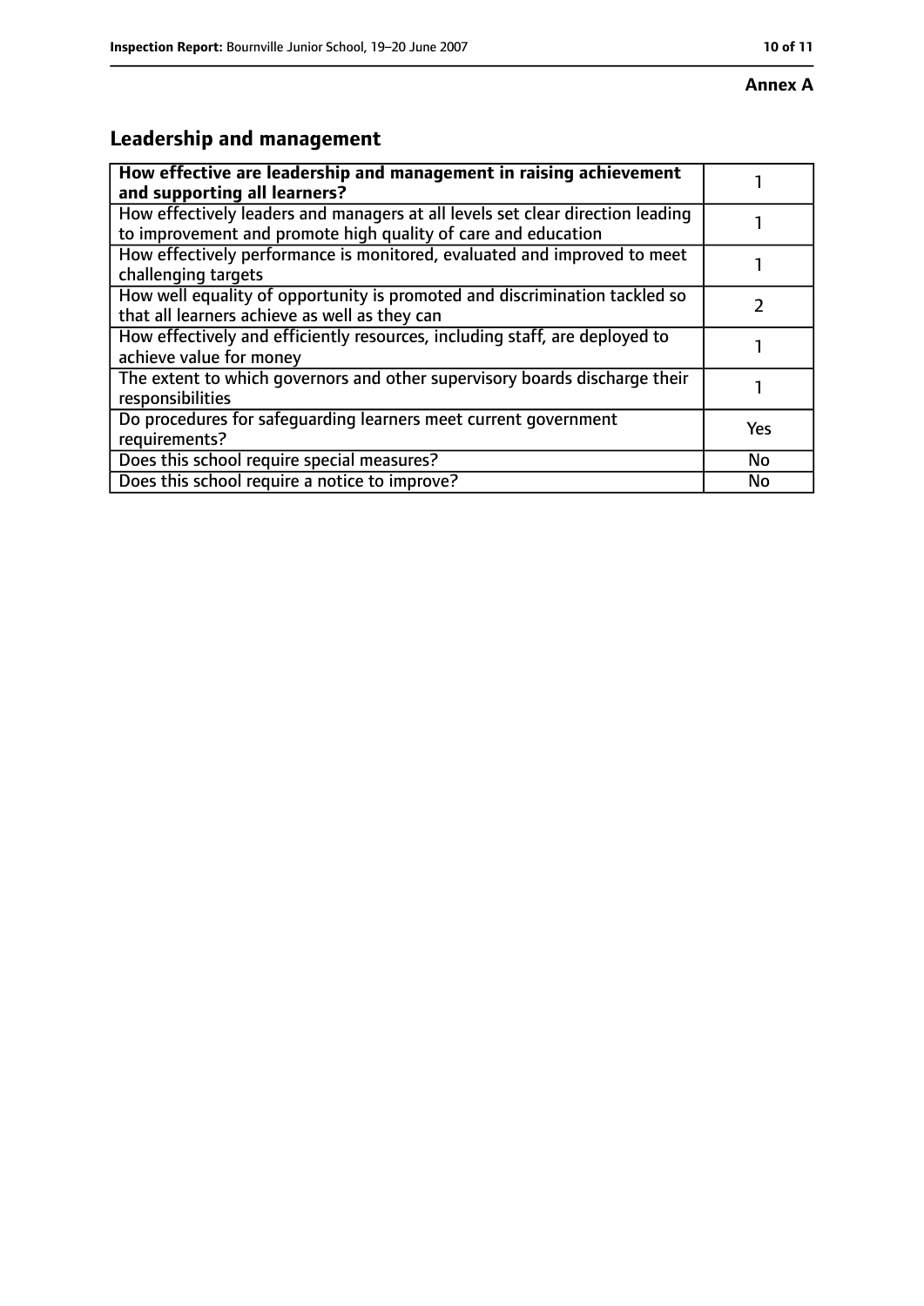**Annex A**

## Leadership and management

| **How effective are leadership and management in raising achievement and supporting all learners?** | 1 |
|---|---|
| How effectively leaders and managers at all levels set clear direction leading to improvement and promote high quality of care and education | 1 |
| How effectively performance is monitored, evaluated and improved to meet challenging targets | 1 |
| How well equality of opportunity is promoted and discrimination tackled so that all learners achieve as well as they can | 2 |
| How effectively and efficiently resources, including staff, are deployed to achieve value for money | 1 |
| The extent to which governors and other supervisory boards discharge their responsibilities | 1 |
| Do procedures for safeguarding learners meet current government requirements? | Yes |
| Does this school require special measures? | No |
| Does this school require a notice to improve? | No |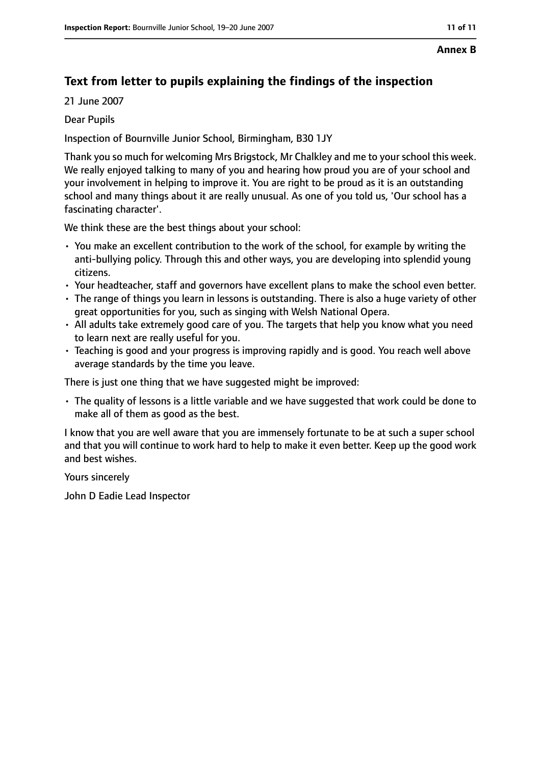**Annex B**

## Text from letter to pupils explaining the findings of the inspection

21 June 2007

Dear Pupils

Inspection of Bournville Junior School, Birmingham, B30 1JY

Thank you so much for welcoming Mrs Brigstock, Mr Chalkley and me to your school this week. We really enjoyed talking to many of you and hearing how proud you are of your school and your involvement in helping to improve it. You are right to be proud as it is an outstanding school and many things about it are really unusual. As one of you told us, 'Our school has a fascinating character'.

We think these are the best things about your school:

- You make an excellent contribution to the work of the school, for example by writing the anti-bullying policy. Through this and other ways, you are developing into splendid young citizens.
- Your headteacher, staff and governors have excellent plans to make the school even better.
- The range of things you learn in lessons is outstanding. There is also a huge variety of other great opportunities for you, such as singing with Welsh National Opera.
- All adults take extremely good care of you. The targets that help you know what you need to learn next are really useful for you.
- Teaching is good and your progress is improving rapidly and is good. You reach well above average standards by the time you leave.

There is just one thing that we have suggested might be improved:

- The quality of lessons is a little variable and we have suggested that work could be done to make all of them as good as the best.

I know that you are well aware that you are immensely fortunate to be at such a super school and that you will continue to work hard to help to make it even better. Keep up the good work and best wishes.

Yours sincerely

John D Eadie Lead Inspector